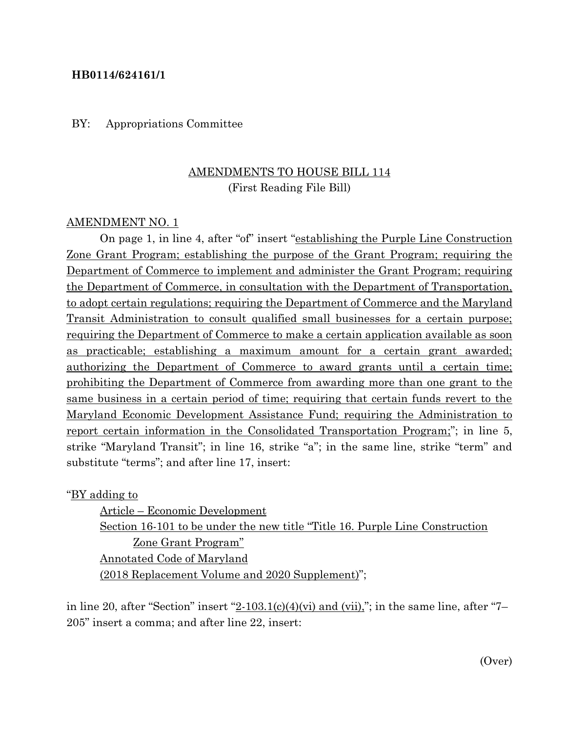**HB0114/624161/1**

BY: Appropriations Committee

AMENDMENTS TO HOUSE BILL 114
(First Reading File Bill)

AMENDMENT NO. 1

On page 1, in line 4, after "of" insert "establishing the Purple Line Construction Zone Grant Program; establishing the purpose of the Grant Program; requiring the Department of Commerce to implement and administer the Grant Program; requiring the Department of Commerce, in consultation with the Department of Transportation, to adopt certain regulations; requiring the Department of Commerce and the Maryland Transit Administration to consult qualified small businesses for a certain purpose; requiring the Department of Commerce to make a certain application available as soon as practicable; establishing a maximum amount for a certain grant awarded; authorizing the Department of Commerce to award grants until a certain time; prohibiting the Department of Commerce from awarding more than one grant to the same business in a certain period of time; requiring that certain funds revert to the Maryland Economic Development Assistance Fund; requiring the Administration to report certain information in the Consolidated Transportation Program;"; in line 5, strike "Maryland Transit"; in line 16, strike "a"; in the same line, strike "term" and substitute "terms"; and after line 17, insert:

"BY adding to
Article – Economic Development
Section 16-101 to be under the new title "Title 16. Purple Line Construction Zone Grant Program"
Annotated Code of Maryland
(2018 Replacement Volume and 2020 Supplement)";

in line 20, after "Section" insert "2-103.1(c)(4)(vi) and (vii),"; in the same line, after "7–205" insert a comma; and after line 22, insert:

(Over)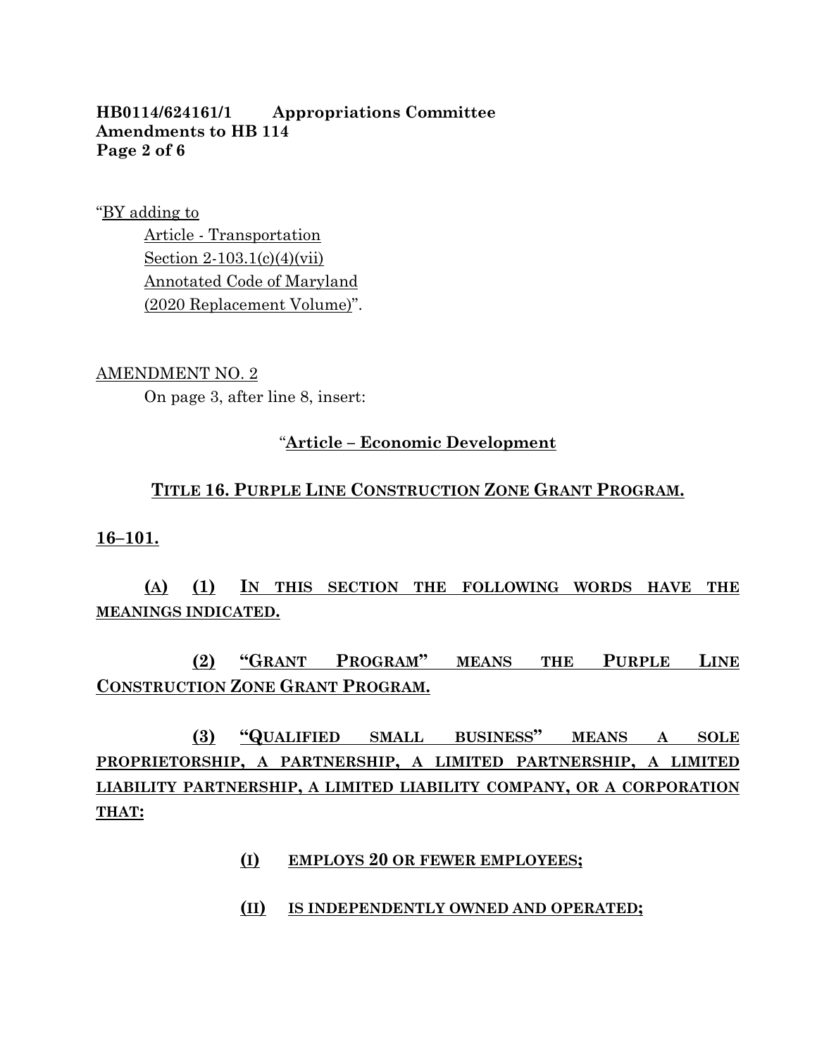"BY adding to

Article - Transportation
Section 2-103.1(c)(4)(vii)
Annotated Code of Maryland
(2020 Replacement Volume)".

AMENDMENT NO. 2

On page 3, after line 8, insert:

"**Article – Economic Development**

**TITLE 16. PURPLE LINE CONSTRUCTION ZONE GRANT PROGRAM.**

**16–101.**

**(A) (1) IN THIS SECTION THE FOLLOWING WORDS HAVE THE MEANINGS INDICATED.**

**(2) "GRANT PROGRAM" MEANS THE PURPLE LINE CONSTRUCTION ZONE GRANT PROGRAM.**

**(3) "QUALIFIED SMALL BUSINESS" MEANS A SOLE PROPRIETORSHIP, A PARTNERSHIP, A LIMITED PARTNERSHIP, A LIMITED LIABILITY PARTNERSHIP, A LIMITED LIABILITY COMPANY, OR A CORPORATION THAT:**

**(I) EMPLOYS 20 OR FEWER EMPLOYEES;**

**(II) IS INDEPENDENTLY OWNED AND OPERATED;**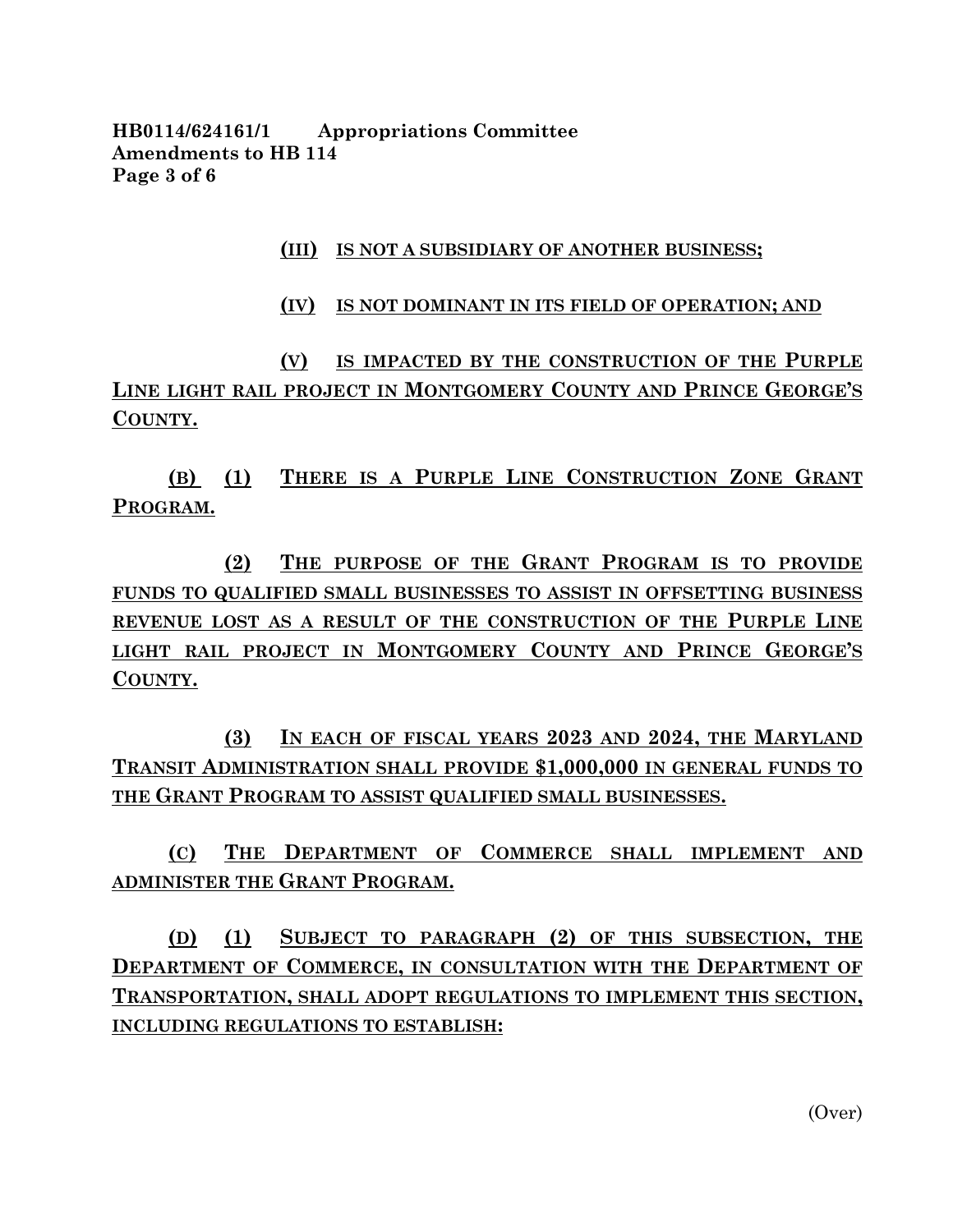(III) IS NOT A SUBSIDIARY OF ANOTHER BUSINESS;

(IV) IS NOT DOMINANT IN ITS FIELD OF OPERATION; AND

(V) IS IMPACTED BY THE CONSTRUCTION OF THE PURPLE LINE LIGHT RAIL PROJECT IN MONTGOMERY COUNTY AND PRINCE GEORGE'S COUNTY.

(B) (1) THERE IS A PURPLE LINE CONSTRUCTION ZONE GRANT PROGRAM.

(2) THE PURPOSE OF THE GRANT PROGRAM IS TO PROVIDE FUNDS TO QUALIFIED SMALL BUSINESSES TO ASSIST IN OFFSETTING BUSINESS REVENUE LOST AS A RESULT OF THE CONSTRUCTION OF THE PURPLE LINE LIGHT RAIL PROJECT IN MONTGOMERY COUNTY AND PRINCE GEORGE'S COUNTY.

(3) IN EACH OF FISCAL YEARS 2023 AND 2024, THE MARYLAND TRANSIT ADMINISTRATION SHALL PROVIDE $1,000,000 IN GENERAL FUNDS TO THE GRANT PROGRAM TO ASSIST QUALIFIED SMALL BUSINESSES.

(C) THE DEPARTMENT OF COMMERCE SHALL IMPLEMENT AND ADMINISTER THE GRANT PROGRAM.

(D) (1) SUBJECT TO PARAGRAPH (2) OF THIS SUBSECTION, THE DEPARTMENT OF COMMERCE, IN CONSULTATION WITH THE DEPARTMENT OF TRANSPORTATION, SHALL ADOPT REGULATIONS TO IMPLEMENT THIS SECTION, INCLUDING REGULATIONS TO ESTABLISH:

(Over)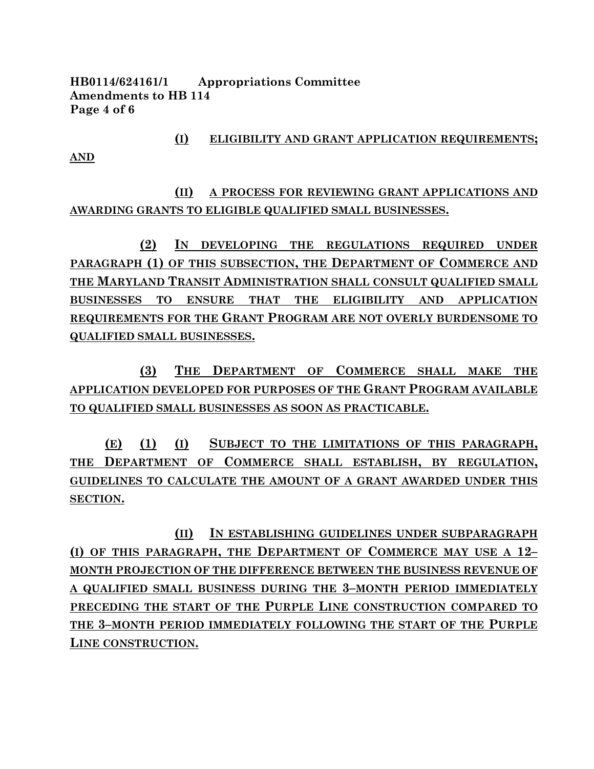(I) ELIGIBILITY AND GRANT APPLICATION REQUIREMENTS; AND

(II) A PROCESS FOR REVIEWING GRANT APPLICATIONS AND AWARDING GRANTS TO ELIGIBLE QUALIFIED SMALL BUSINESSES.

(2) IN DEVELOPING THE REGULATIONS REQUIRED UNDER PARAGRAPH (1) OF THIS SUBSECTION, THE DEPARTMENT OF COMMERCE AND THE MARYLAND TRANSIT ADMINISTRATION SHALL CONSULT QUALIFIED SMALL BUSINESSES TO ENSURE THAT THE ELIGIBILITY AND APPLICATION REQUIREMENTS FOR THE GRANT PROGRAM ARE NOT OVERLY BURDENSOME TO QUALIFIED SMALL BUSINESSES.

(3) THE DEPARTMENT OF COMMERCE SHALL MAKE THE APPLICATION DEVELOPED FOR PURPOSES OF THE GRANT PROGRAM AVAILABLE TO QUALIFIED SMALL BUSINESSES AS SOON AS PRACTICABLE.

(E) (1) (I) SUBJECT TO THE LIMITATIONS OF THIS PARAGRAPH, THE DEPARTMENT OF COMMERCE SHALL ESTABLISH, BY REGULATION, GUIDELINES TO CALCULATE THE AMOUNT OF A GRANT AWARDED UNDER THIS SECTION.

(II) IN ESTABLISHING GUIDELINES UNDER SUBPARAGRAPH (I) OF THIS PARAGRAPH, THE DEPARTMENT OF COMMERCE MAY USE A 12–MONTH PROJECTION OF THE DIFFERENCE BETWEEN THE BUSINESS REVENUE OF A QUALIFIED SMALL BUSINESS DURING THE 3–MONTH PERIOD IMMEDIATELY PRECEDING THE START OF THE PURPLE LINE CONSTRUCTION COMPARED TO THE 3–MONTH PERIOD IMMEDIATELY FOLLOWING THE START OF THE PURPLE LINE CONSTRUCTION.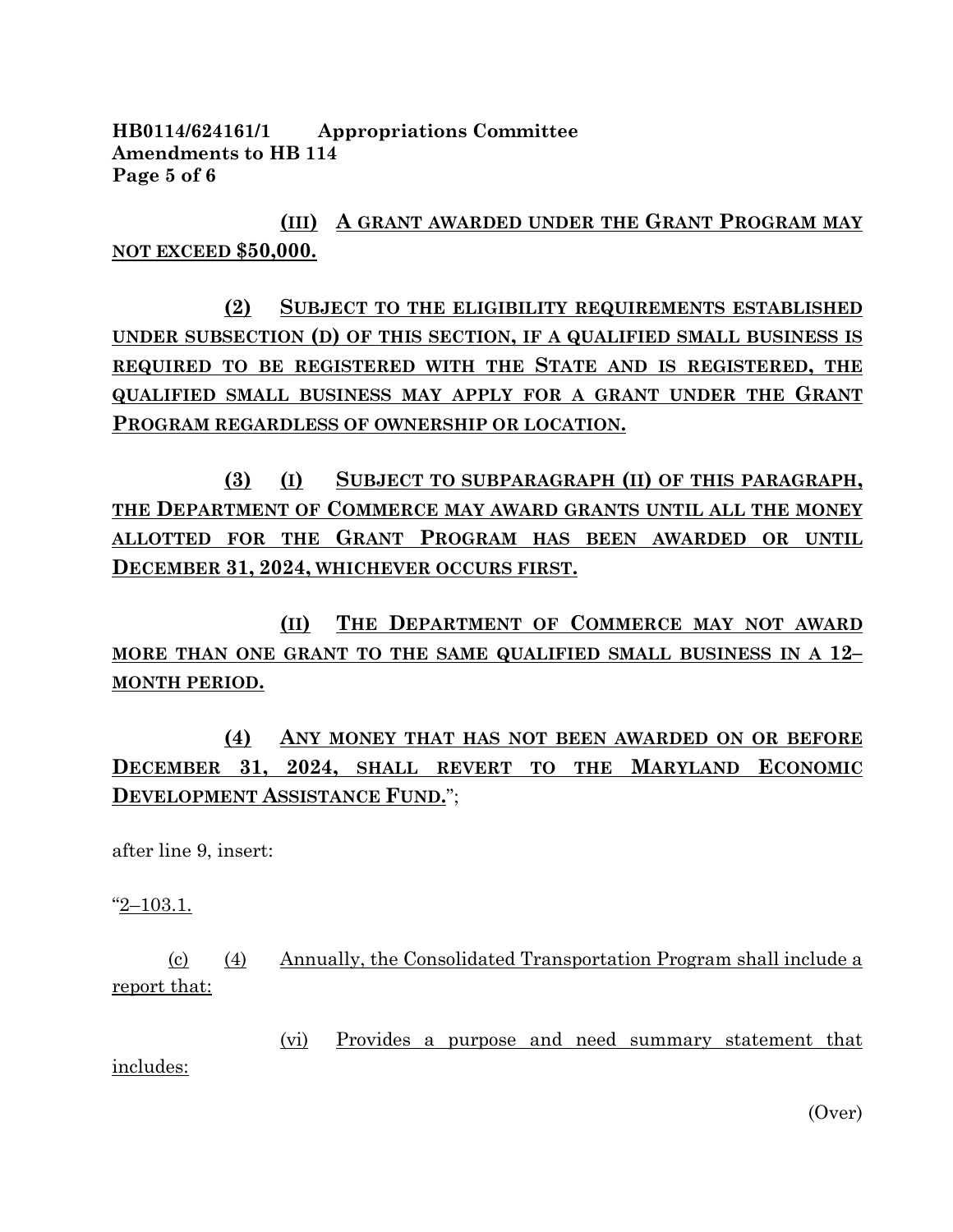(III) A GRANT AWARDED UNDER THE GRANT PROGRAM MAY NOT EXCEED $50,000.

(2) SUBJECT TO THE ELIGIBILITY REQUIREMENTS ESTABLISHED UNDER SUBSECTION (D) OF THIS SECTION, IF A QUALIFIED SMALL BUSINESS IS REQUIRED TO BE REGISTERED WITH THE STATE AND IS REGISTERED, THE QUALIFIED SMALL BUSINESS MAY APPLY FOR A GRANT UNDER THE GRANT PROGRAM REGARDLESS OF OWNERSHIP OR LOCATION.

(3) (I) SUBJECT TO SUBPARAGRAPH (II) OF THIS PARAGRAPH, THE DEPARTMENT OF COMMERCE MAY AWARD GRANTS UNTIL ALL THE MONEY ALLOTTED FOR THE GRANT PROGRAM HAS BEEN AWARDED OR UNTIL DECEMBER 31, 2024, WHICHEVER OCCURS FIRST.

(II) THE DEPARTMENT OF COMMERCE MAY NOT AWARD MORE THAN ONE GRANT TO THE SAME QUALIFIED SMALL BUSINESS IN A 12–MONTH PERIOD.

(4) ANY MONEY THAT HAS NOT BEEN AWARDED ON OR BEFORE DECEMBER 31, 2024, SHALL REVERT TO THE MARYLAND ECONOMIC DEVELOPMENT ASSISTANCE FUND.";

after line 9, insert:

"2–103.1.

(c) (4) Annually, the Consolidated Transportation Program shall include a report that:

(vi) Provides a purpose and need summary statement that includes:

(Over)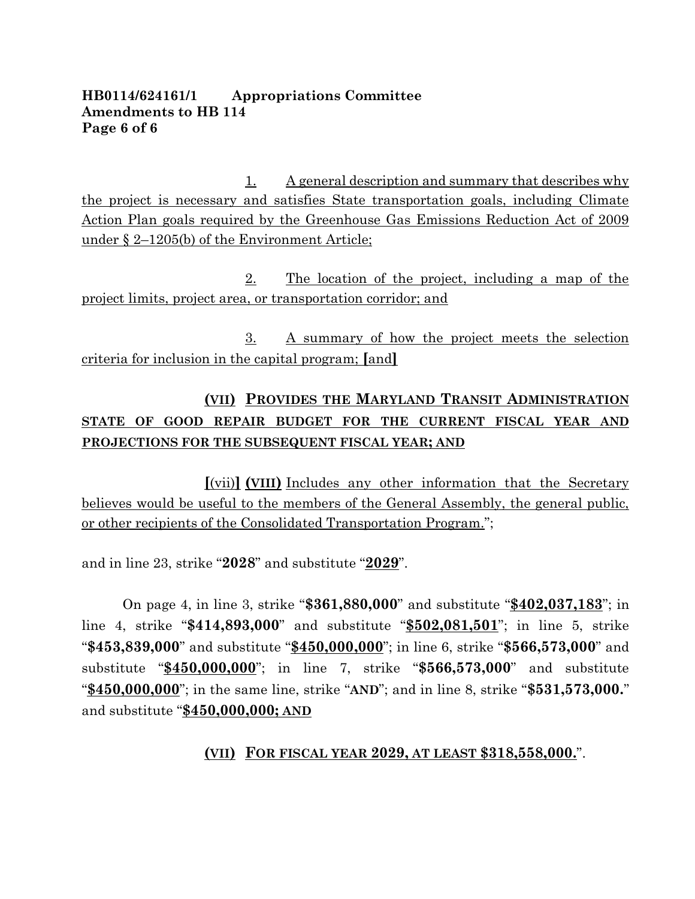1. A general description and summary that describes why the project is necessary and satisfies State transportation goals, including Climate Action Plan goals required by the Greenhouse Gas Emissions Reduction Act of 2009 under § 2–1205(b) of the Environment Article;

2. The location of the project, including a map of the project limits, project area, or transportation corridor; and

3. A summary of how the project meets the selection criteria for inclusion in the capital program; [and]

**(VII) PROVIDES THE MARYLAND TRANSIT ADMINISTRATION STATE OF GOOD REPAIR BUDGET FOR THE CURRENT FISCAL YEAR AND PROJECTIONS FOR THE SUBSEQUENT FISCAL YEAR; AND**

[(vii)] **(VIII)** Includes any other information that the Secretary believes would be useful to the members of the General Assembly, the general public, or other recipients of the Consolidated Transportation Program.";

and in line 23, strike "**2028**" and substitute "**2029**".

On page 4, in line 3, strike "**$361,880,000**" and substitute "**$402,037,183**"; in line 4, strike "**$414,893,000**" and substitute "**$502,081,501**"; in line 5, strike "**$453,839,000**" and substitute "**$450,000,000**"; in line 6, strike "**$566,573,000**" and substitute "**$450,000,000**"; in line 7, strike "**$566,573,000**" and substitute "**$450,000,000**"; in the same line, strike "**AND**"; and in line 8, strike "**$531,573,000.**" and substitute "**$450,000,000; AND**

**(VII) FOR FISCAL YEAR 2029, AT LEAST $318,558,000.**".